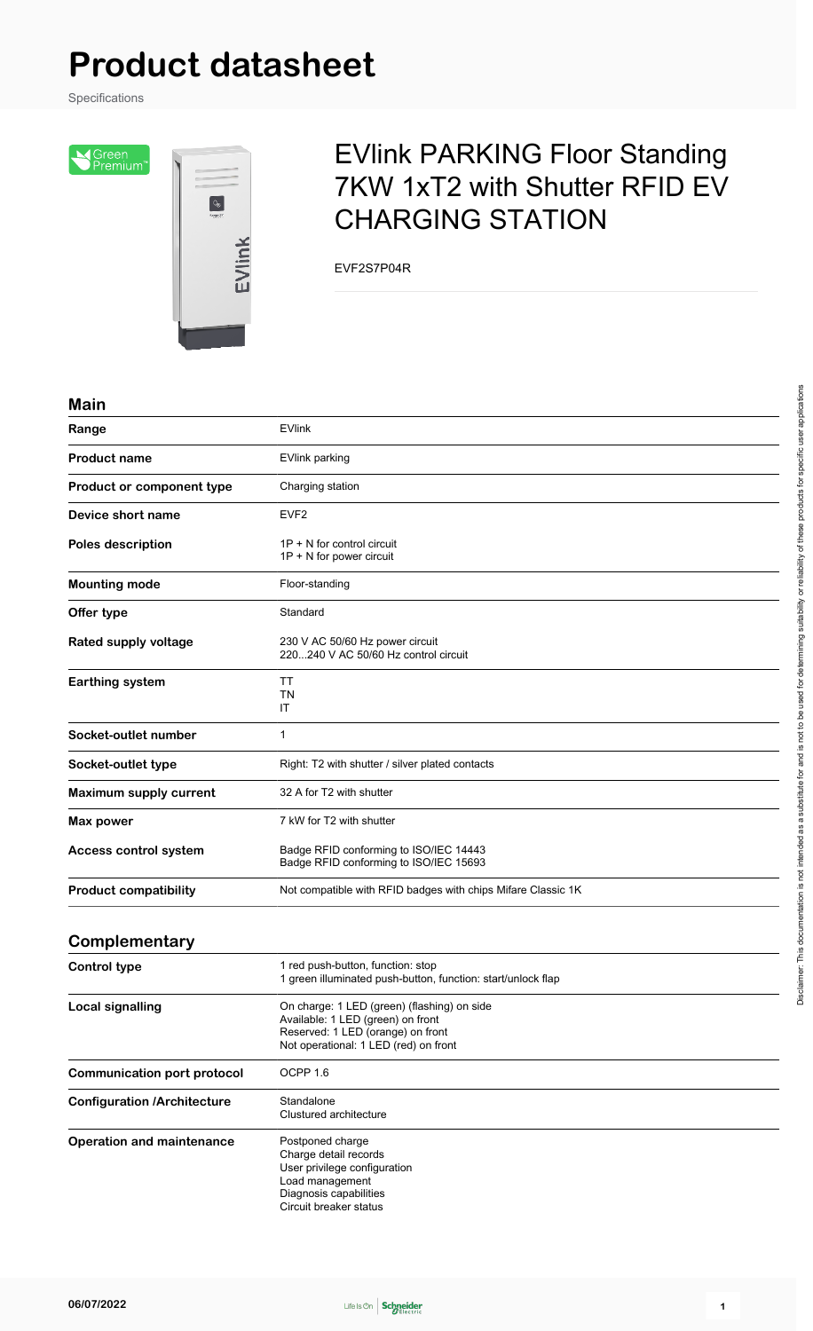# Product datasheet

Specifications

## EVlink PARKING Floor Standing 7KW 1xT2 with Shutter RFID EV CHARGING STATION

EVF2S7P04R

### Main

| | |
|---|---|
| **Range** | EVlink |
| **Product name** | EVlink parking |
| **Product or component type** | Charging station |
| **Device short name** | EVF2 |
| **Poles description** | 1P + N for control circuit<br>1P + N for power circuit |
| **Mounting mode** | Floor-standing |
| **Offer type** | Standard |
| **Rated supply voltage** | 230 V AC 50/60 Hz power circuit<br>220...240 V AC 50/60 Hz control circuit |
| **Earthing system** | TT<br>TN<br>IT |
| **Socket-outlet number** | 1 |
| **Socket-outlet type** | Right: T2 with shutter / silver plated contacts |
| **Maximum supply current** | 32 A for T2 with shutter |
| **Max power** | 7 kW for T2 with shutter |
| **Access control system** | Badge RFID conforming to ISO/IEC 14443<br>Badge RFID conforming to ISO/IEC 15693 |
| **Product compatibility** | Not compatible with RFID badges with chips Mifare Classic 1K |

### Complementary

| | |
|---|---|
| **Control type** | 1 red push-button, function: stop<br>1 green illuminated push-button, function: start/unlock flap |
| **Local signalling** | On charge: 1 LED (green) (flashing) on side<br>Available: 1 LED (green) on front<br>Reserved: 1 LED (orange) on front<br>Not operational: 1 LED (red) on front |
| **Communication port protocol** | OCPP 1.6 |
| **Configuration /Architecture** | Standalone<br>Clustured architecture |
| **Operation and maintenance** | Postponed charge<br>Charge detail records<br>User privilege configuration<br>Load management<br>Diagnosis capabilities<br>Circuit breaker status |

Disclaimer: This documentation is not intended as a substitute for and is not to be used for determining suitability or reliability of these products for specific user applications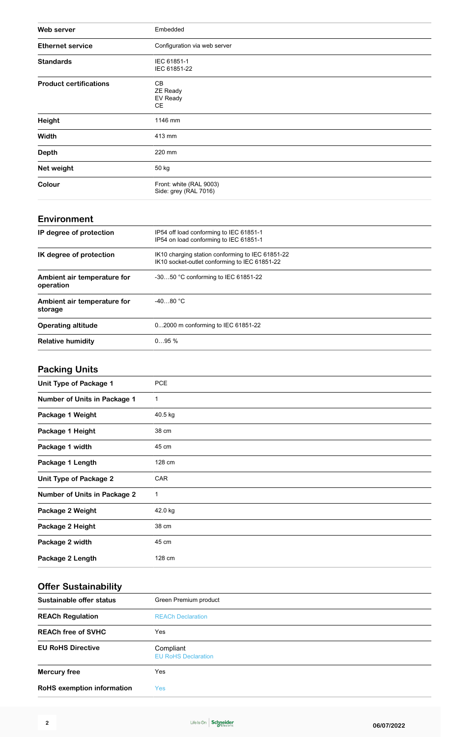| | |
|---|---|
| **Web server** | Embedded |
| **Ethernet service** | Configuration via web server |
| **Standards** | IEC 61851-1<br>IEC 61851-22 |
| **Product certifications** | CB<br>ZE Ready<br>EV Ready<br>CE |
| **Height** | 1146 mm |
| **Width** | 413 mm |
| **Depth** | 220 mm |
| **Net weight** | 50 kg |
| **Colour** | Front: white (RAL 9003)<br>Side: grey (RAL 7016) |

## Environment

| | |
|---|---|
| **IP degree of protection** | IP54 off load conforming to IEC 61851-1<br>IP54 on load conforming to IEC 61851-1 |
| **IK degree of protection** | IK10 charging station conforming to IEC 61851-22<br>IK10 socket-outlet conforming to IEC 61851-22 |
| **Ambient air temperature for operation** | -30…50 °C conforming to IEC 61851-22 |
| **Ambient air temperature for storage** | -40…80 °C |
| **Operating altitude** | 0...2000 m conforming to IEC 61851-22 |
| **Relative humidity** | 0…95 % |

## Packing Units

| | |
|---|---|
| **Unit Type of Package 1** | PCE |
| **Number of Units in Package 1** | 1 |
| **Package 1 Weight** | 40.5 kg |
| **Package 1 Height** | 38 cm |
| **Package 1 width** | 45 cm |
| **Package 1 Length** | 128 cm |
| **Unit Type of Package 2** | CAR |
| **Number of Units in Package 2** | 1 |
| **Package 2 Weight** | 42.0 kg |
| **Package 2 Height** | 38 cm |
| **Package 2 width** | 45 cm |
| **Package 2 Length** | 128 cm |

## Offer Sustainability

| | |
|---|---|
| **Sustainable offer status** | Green Premium product |
| **REACh Regulation** | REACh Declaration |
| **REACh free of SVHC** | Yes |
| **EU RoHS Directive** | Compliant<br>EU RoHS Declaration |
| **Mercury free** | Yes |
| **RoHS exemption information** | Yes |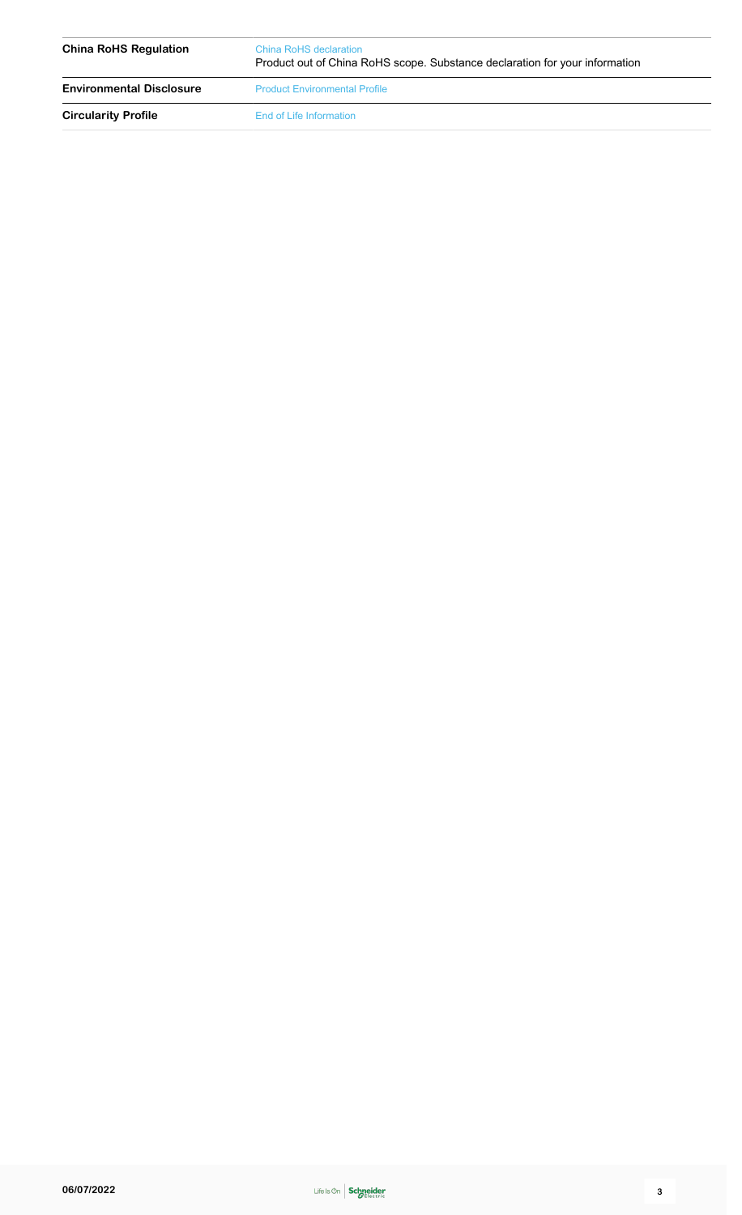| | |
|---|---|
| **China RoHS Regulation** | China RoHS declaration<br>Product out of China RoHS scope. Substance declaration for your information |
| **Environmental Disclosure** | Product Environmental Profile |
| **Circularity Profile** | End of Life Information |